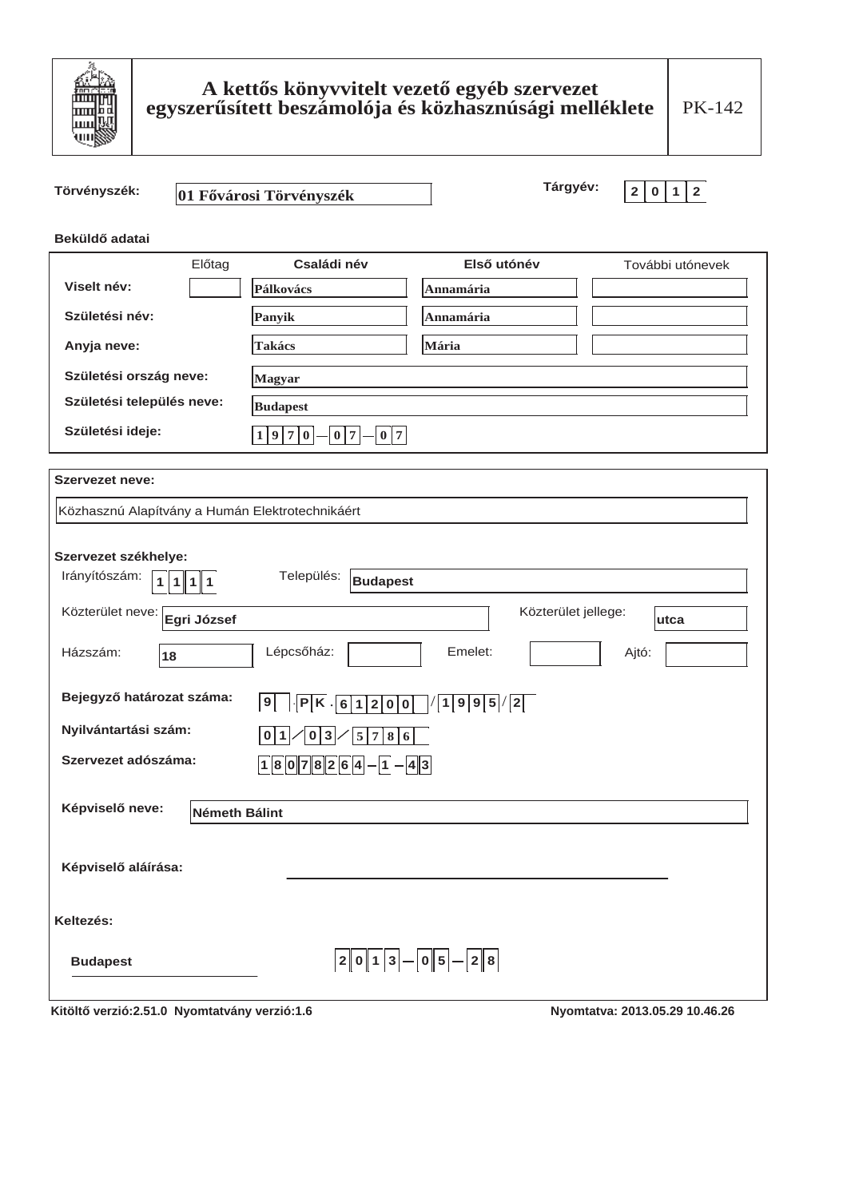# A kettős könyvvitelt vezető egyéb szervezet egyszerűsített beszámolója és közhasznúsági melléklete

PK-142

**Törvényszék:** 01 Fővárosi Törvényszék

**Tárgyév:** 2012

**Beküldő adatai**

| | Előtag | Családi név | Első utónév | További utónevek |
|---|---|---|---|---|
| **Viselt név:** | | Pálkovács | Annamária | |
| **Születési név:** | | Panyik | Annamária | |
| **Anyja neve:** | | Takács | Mária | |

**Születési ország neve:** Magyar

**Születési település neve:** Budapest

**Születési ideje:** 1970-07-07

**Szervezet neve:**

Közhasznú Alapítvány a Humán Elektrotechnikáért

**Szervezet székhelye:**

Irányítószám: 1111 Település: Budapest

Közterület neve: Egri József Közterület jellege: utca

Házszám: 18 Lépcsőház: Emelet: Ajtó:

**Bejegyző határozat száma:** 9.PK.61200/1995/2

**Nyilvántartási szám:** 01/03/5786

**Szervezet adószáma:** 18078264-1-43

**Képviselő neve:** Németh Bálint

**Képviselő aláírása:**

**Keltezés:**

Budapest 2013-05-28

Kitöltő verzió:2.51.0 Nyomtatvány verzió:1.6 Nyomtatva: 2013.05.29 10.46.26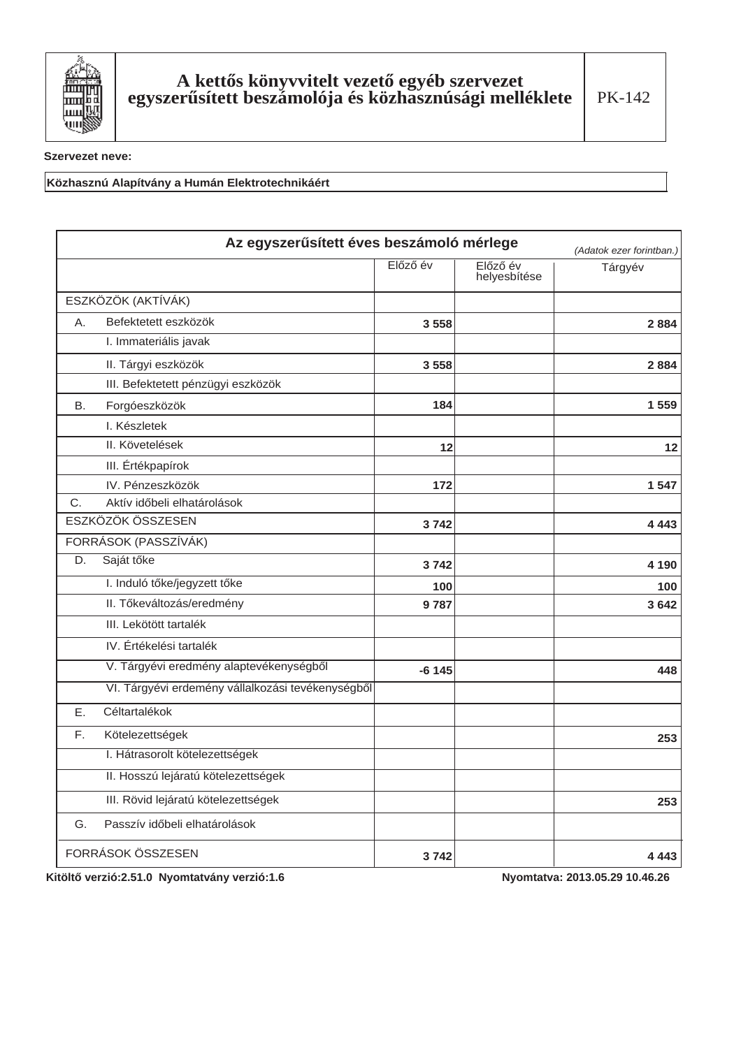# A kettős könyvvitelt vezető egyéb szervezet egyszerűsített beszámolója és közhasznúsági melléklete

PK-142

**Szervezet neve:**

**Közhasznú Alapítvány a Humán Elektrotechnikáért**

## Az egyszerűsített éves beszámoló mérlege

*(Adatok ezer forintban.)*

| | Előző év | Előző év helyesbítése | Tárgyév |
|---|---|---|---|
| ESZKÖZÖK (AKTÍVÁK) | | | |
| A. Befektetett eszközök | **3 558** | | **2 884** |
| I. Immateriális javak | | | |
| II. Tárgyi eszközök | **3 558** | | **2 884** |
| III. Befektetett pénzügyi eszközök | | | |
| B. Forgóeszközök | **184** | | **1 559** |
| I. Készletek | | | |
| II. Követelések | **12** | | **12** |
| III. Értékpapírok | | | |
| IV. Pénzeszközök | **172** | | **1 547** |
| C. Aktív időbeli elhatárolások | | | |
| ESZKÖZÖK ÖSSZESEN | **3 742** | | **4 443** |
| FORRÁSOK (PASSZÍVÁK) | | | |
| D. Saját tőke | **3 742** | | **4 190** |
| I. Induló tőke/jegyzett tőke | **100** | | **100** |
| II. Tőkeváltozás/eredmény | **9 787** | | **3 642** |
| III. Lekötött tartalék | | | |
| IV. Értékelési tartalék | | | |
| V. Tárgyévi eredmény alaptevékenységből | **-6 145** | | **448** |
| VI. Tárgyévi erdemény vállalkozási tevékenységből | | | |
| E. Céltartalékok | | | |
| F. Kötelezettségek | | | **253** |
| I. Hátrasorolt kötelezettségek | | | |
| II. Hosszú lejáratú kötelezettségek | | | |
| III. Rövid lejáratú kötelezettségek | | | **253** |
| G. Passzív időbeli elhatárolások | | | |
| FORRÁSOK ÖSSZESEN | **3 742** | | **4 443** |

**Kitöltő verzió:2.51.0 Nyomtatvány verzió:1.6** **Nyomtatva: 2013.05.29 10.46.26**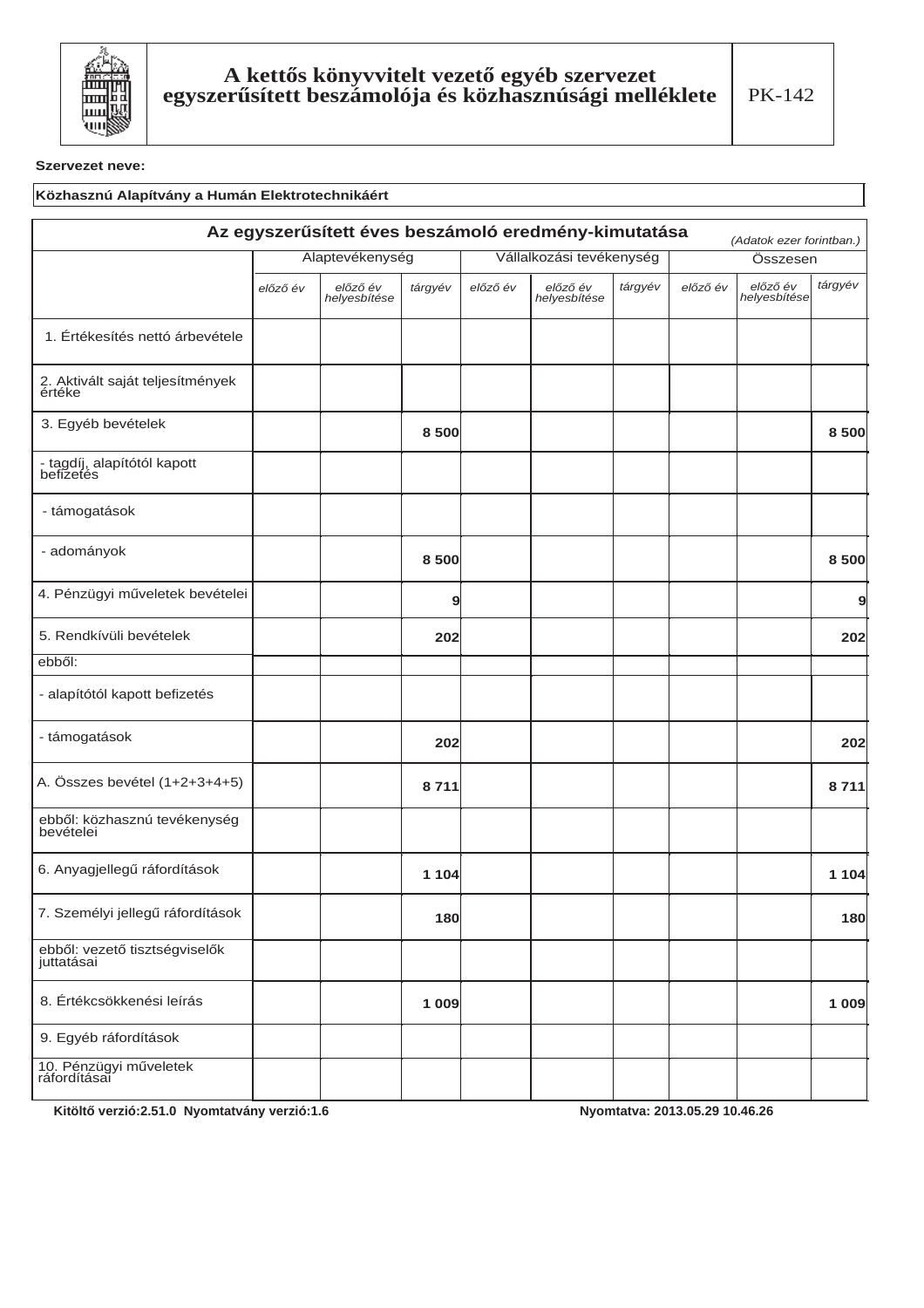# A kettős könyvvitelt vezető egyéb szervezet egyszerűsített beszámolója és közhasznúsági melléklete

PK-142

**Szervezet neve:**

**Közhasznú Alapítvány a Humán Elektrotechnikáért**

## Az egyszerűsített éves beszámoló eredmény-kimutatása

*(Adatok ezer forintban.)*

| | Alaptevékenység | | | Vállalkozási tevékenység | | | Összesen | | |
|---|---|---|---|---|---|---|---|---|---|
| | *előző év* | *előző év helyesbítése* | *tárgyév* | *előző év* | *előző év helyesbítése* | *tárgyév* | *előző év* | *előző év helyesbítése* | *tárgyév* |
| 1. Értékesítés nettó árbevétele | | | | | | | | | |
| 2. Aktivált saját teljesítmények értéke | | | | | | | | | |
| 3. Egyéb bevételek | | | 8 500 | | | | | | 8 500 |
| - tagdíj, alapítótól kapott befizetés | | | | | | | | | |
| - támogatások | | | | | | | | | |
| - adományok | | | 8 500 | | | | | | 8 500 |
| 4. Pénzügyi műveletek bevételei | | | 9 | | | | | | 9 |
| 5. Rendkívüli bevételek | | | 202 | | | | | | 202 |
| ebből: | | | | | | | | | |
| - alapítótól kapott befizetés | | | | | | | | | |
| - támogatások | | | 202 | | | | | | 202 |
| A. Összes bevétel (1+2+3+4+5) | | | 8 711 | | | | | | 8 711 |
| ebből: közhasznú tevékenység bevételei | | | | | | | | | |
| 6. Anyagjellegű ráfordítások | | | 1 104 | | | | | | 1 104 |
| 7. Személyi jellegű ráfordítások | | | 180 | | | | | | 180 |
| ebből: vezető tisztségviselők juttatásai | | | | | | | | | |
| 8. Értékcsökkenési leírás | | | 1 009 | | | | | | 1 009 |
| 9. Egyéb ráfordítások | | | | | | | | | |
| 10. Pénzügyi műveletek ráfordításai | | | | | | | | | |

Kitöltő verzió:2.51.0 Nyomtatvány verzió:1.6 Nyomtatva: 2013.05.29 10.46.26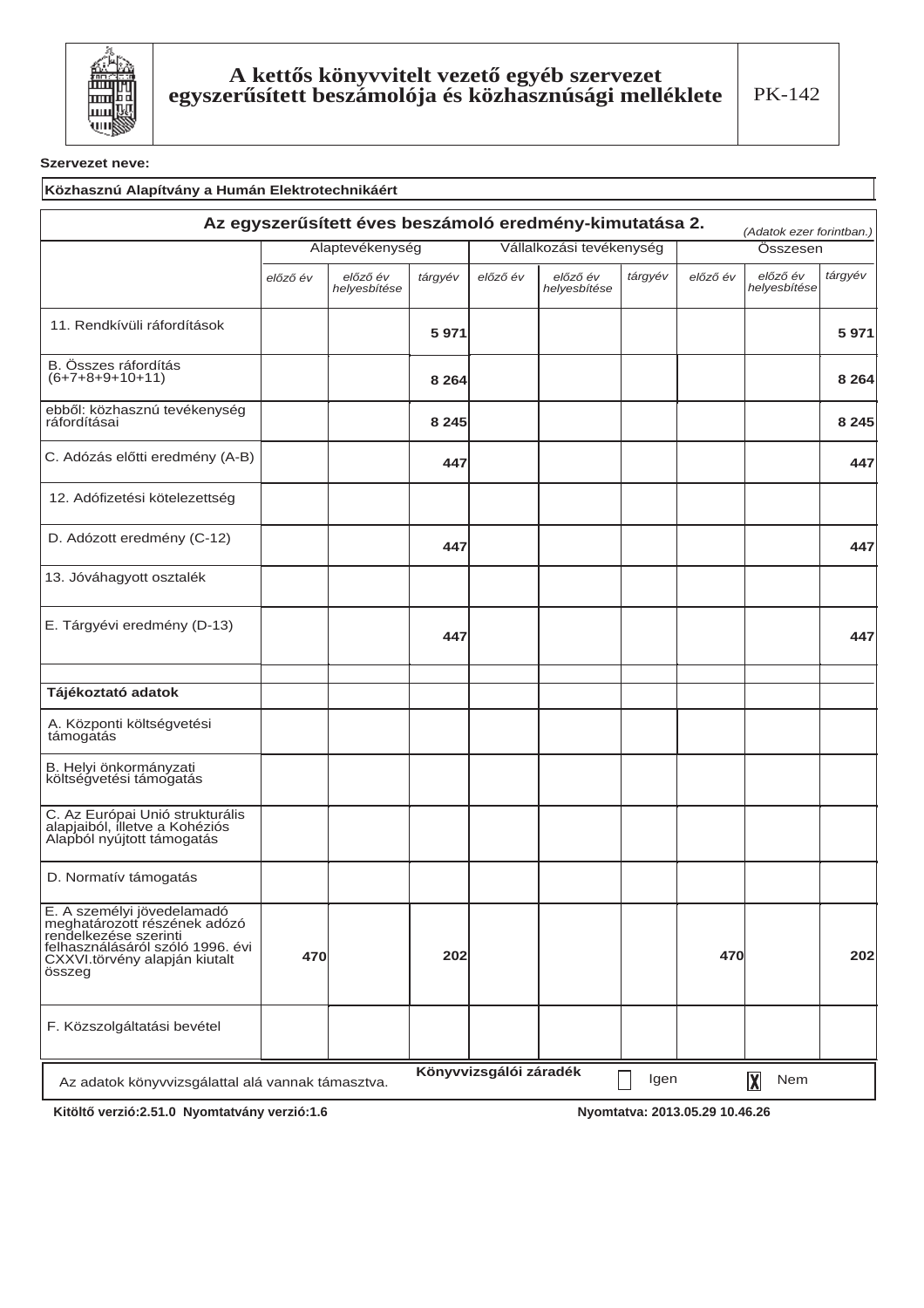# A kettős könyvvitelt vezető egyéb szervezet egyszerűsített beszámolója és közhasznúsági melléklete

PK-142

**Szervezet neve:**

**Közhasznú Alapítvány a Humán Elektrotechnikáért**

## Az egyszerűsített éves beszámoló eredmény-kimutatása 2.

*(Adatok ezer forintban.)*

| | Alaptevékenység | | | Vállalkozási tevékenység | | | Összesen | | |
|---|---|---|---|---|---|---|---|---|---|
| | *előző év* | *előző év helyesbítése* | *tárgyév* | *előző év* | *előző év helyesbítése* | *tárgyév* | *előző év* | *előző év helyesbítése* | *tárgyév* |
| 11. Rendkívüli ráfordítások | | | **5 971** | | | | | | **5 971** |
| B. Összes ráfordítás (6+7+8+9+10+11) | | | **8 264** | | | | | | **8 264** |
| ebből: közhasznú tevékenység ráfordításai | | | **8 245** | | | | | | **8 245** |
| C. Adózás előtti eredmény (A-B) | | | **447** | | | | | | **447** |
| 12. Adófizetési kötelezettség | | | | | | | | | |
| D. Adózott eredmény (C-12) | | | **447** | | | | | | **447** |
| 13. Jóváhagyott osztalék | | | | | | | | | |
| E. Tárgyévi eredmény (D-13) | | | **447** | | | | | | **447** |
| | | | | | | | | | |
| **Tájékoztató adatok** | | | | | | | | | |
| A. Központi költségvetési támogatás | | | | | | | | | |
| B. Helyi önkormányzati költségvetési támogatás | | | | | | | | | |
| C. Az Európai Unió strukturális alapjaiból, illetve a Kohéziós Alapból nyújtott támogatás | | | | | | | | | |
| D. Normatív támogatás | | | | | | | | | |
| E. A személyi jövedelemadó meghatározott részének adózó rendelkezése szerinti felhasználásáról szóló 1996. évi CXXVI.törvény alapján kiutalt összeg | **470** | | **202** | | | | **470** | | **202** |
| F. Közszolgáltatási bevétel | | | | | | | | | |

Az adatok könyvvizsgálattal alá vannak támasztva. **Könyvvizsgálói záradék** ☐ Igen ☒ Nem

**Kitöltő verzió:2.51.0 Nyomtatvány verzió:1.6** **Nyomtatva: 2013.05.29 10.46.26**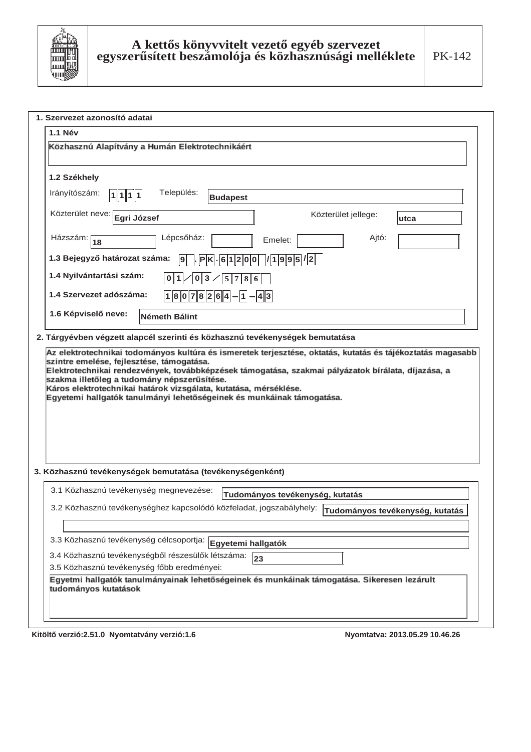# A kettős könyvvitelt vezető egyéb szervezet egyszerűsített beszámolója és közhasznúsági melléklete

PK-142

## 1. Szervezet azonosító adatai

**1.1 Név**

Közhasznú Alapítvány a Humán Elektrotechnikáért

**1.2 Székhely**

Irányítószám: 1111 Település: Budapest

Közterület neve: Egri József Közterület jellege: utca

Házszám: 18 Lépcsőház: Emelet: Ajtó:

**1.3 Bejegyző határozat száma:** 9 . PK . 61200 /1995 /2

**1.4 Nyilvántartási szám:** 01 / 03 / 5786

**1.4 Szervezet adószáma:** 18078264 – 1 – 43

**1.6 Képviselő neve:** Németh Bálint

## 2. Tárgyévben végzett alapcél szerinti és közhasznú tevékenységek bemutatása

Az elektrotechnikai todományos kultúra és ismeretek terjesztése, oktatás, kutatás és tájékoztatás magasabb szintre emelése, fejlesztése, támogatása.
Elektrotechnikai rendezvények, továbbképzések támogatása, szakmai pályázatok bírálata, díjazása, a szakma illetőleg a tudomány népszerűsítése.
Káros elektrotechnikai határok vizsgálata, kutatása, mérséklése.
Egyetemi hallgatók tanulmányi lehetőségeinek és munkáinak támogatása.

## 3. Közhasznú tevékenységek bemutatása (tevékenységenként)

3.1 Közhasznú tevékenység megnevezése: Tudományos tevékenység, kutatás

3.2 Közhasznú tevékenységhez kapcsolódó közfeladat, jogszabályhely: Tudományos tevékenység, kutatás

3.3 Közhasznú tevékenység célcsoportja: Egyetemi hallgatók

3.4 Közhasznú tevékenységből részesülők létszáma: 23

3.5 Közhasznú tevékenység főbb eredményei:

Egyetmi hallgatók tanulmányainak lehetőségeinek és munkáinak támogatása. Sikeresen lezárult tudományos kutatások

Kitöltő verzió:2.51.0 Nyomtatvány verzió:1.6 Nyomtatva: 2013.05.29 10.46.26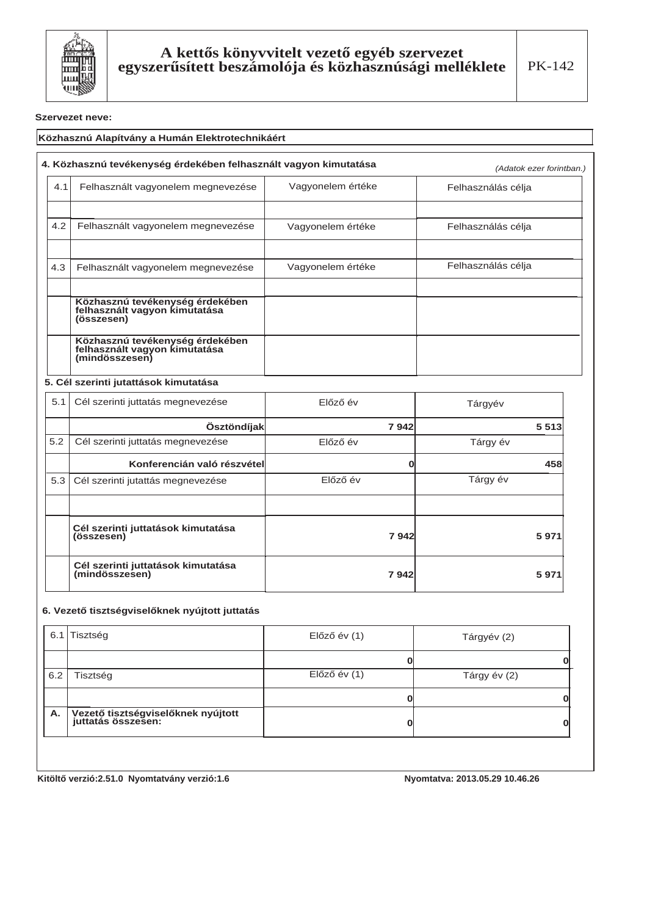# A kettős könyvvitelt vezető egyéb szervezet egyszerűsített beszámolója és közhasznúsági melléklete

PK-142

**Szervezet neve:**

**Közhasznú Alapítvány a Humán Elektrotechnikáért**

**4. Közhasznú tevékenység érdekében felhasznált vagyon kimutatása**

*(Adatok ezer forintban.)*

| | | | |
|---|---|---|---|
| 4.1 | Felhasznált vagyonelem megnevezése | Vagyonelem értéke | Felhasználás célja |
| | | | |
| 4.2 | Felhasznált vagyonelem megnevezése | Vagyonelem értéke | Felhasználás célja |
| | | | |
| 4.3 | Felhasznált vagyonelem megnevezése | Vagyonelem értéke | Felhasználás célja |
| | | | |
| | **Közhasznú tevékenység érdekében felhasznált vagyon kimutatása (összesen)** | | |
| | **Közhasznú tevékenység érdekében felhasznált vagyon kimutatása (mindösszesen)** | | |

**5. Cél szerinti jutattások kimutatása**

| | | | |
|---|---|---|---|
| 5.1 | Cél szerinti juttatás megnevezése | Előző év | Tárgyév |
| | **Ösztöndíjak** | **7 942** | **5 513** |
| 5.2 | Cél szerinti juttatás megnevezése | Előző év | Tárgy év |
| | **Konferencián való részvétel** | **0** | **458** |
| 5.3 | Cél szerinti jutattás megnevezése | Előző év | Tárgy év |
| | | | |
| | **Cél szerinti juttatások kimutatása (összesen)** | **7 942** | **5 971** |
| | **Cél szerinti juttatások kimutatása (mindösszesen)** | **7 942** | **5 971** |

**6. Vezető tisztségviselőknek nyújtott juttatás**

| | | | |
|---|---|---|---|
| 6.1 | Tisztség | Előző év (1) | Tárgyév (2) |
| | | **0** | **0** |
| 6.2 | Tisztség | Előző év (1) | Tárgy év (2) |
| | | **0** | **0** |
| **A.** | **Vezető tisztségviselőknek nyújtott juttatás összesen:** | **0** | **0** |

**Kitöltő verzió:2.51.0 Nyomtatvány verzió:1.6** **Nyomtatva: 2013.05.29 10.46.26**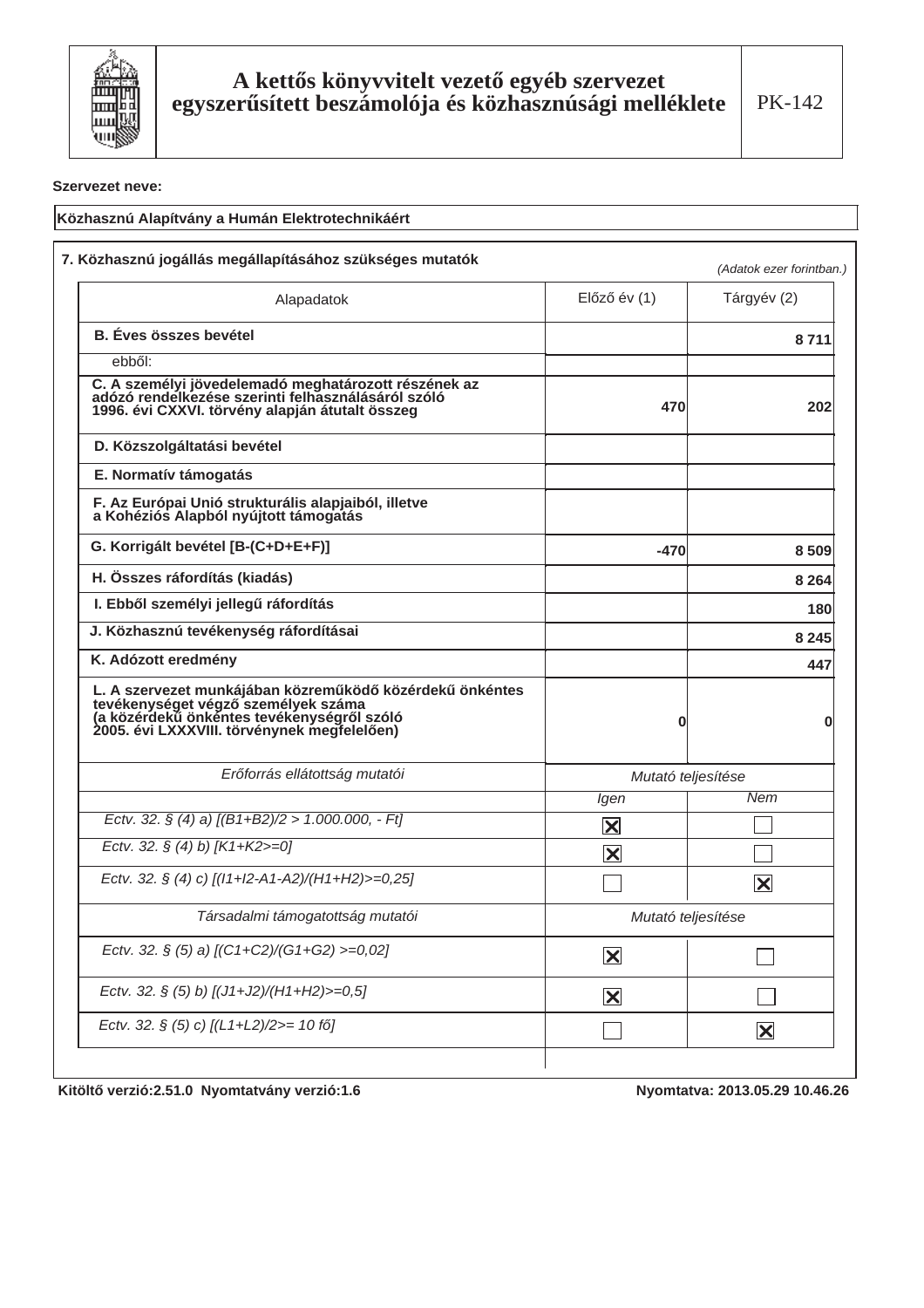# A kettős könyvvitelt vezető egyéb szervezet egyszerűsített beszámolója és közhasznúsági melléklete

PK-142

**Szervezet neve:**

**Közhasznú Alapítvány a Humán Elektrotechnikáért**

## 7. Közhasznú jogállás megállapításához szükséges mutatók

*(Adatok ezer forintban.)*

| Alapadatok | Előző év (1) | Tárgyév (2) |
|---|---|---|
| **B. Éves összes bevétel** | | **8 711** |
| ebből: | | |
| **C. A személyi jövedelemadó meghatározott részének az adózó rendelkezése szerinti felhasználásáról szóló 1996. évi CXXVI. törvény alapján átutalt összeg** | **470** | **202** |
| **D. Közszolgáltatási bevétel** | | |
| **E. Normatív támogatás** | | |
| **F. Az Európai Unió strukturális alapjaiból, illetve a Kohéziós Alapból nyújtott támogatás** | | |
| **G. Korrigált bevétel [B-(C+D+E+F)]** | **-470** | **8 509** |
| **H. Összes ráfordítás (kiadás)** | | **8 264** |
| **I. Ebből személyi jellegű ráfordítás** | | **180** |
| **J. Közhasznú tevékenység ráfordításai** | | **8 245** |
| **K. Adózott eredmény** | | **447** |
| **L. A szervezet munkájában közreműködő közérdekű önkéntes tevékenységet végző személyek száma (a közérdekű önkéntes tevékenységről szóló 2005. évi LXXXVIII. törvénynek megfelelően)** | **0** | **0** |

| *Erőforrás ellátottság mutatói* | *Mutató teljesítése* | |
|---|---|---|
| | *Igen* | *Nem* |
| *Ectv. 32. § (4) a) [(B1+B2)/2 > 1.000.000, - Ft]* | ☒ | ☐ |
| *Ectv. 32. § (4) b) [K1+K2>=0]* | ☒ | ☐ |
| *Ectv. 32. § (4) c) [(I1+I2-A1-A2)/(H1+H2)>=0,25]* | ☐ | ☒ |

| *Társadalmi támogatottság mutatói* | *Mutató teljesítése* | |
|---|---|---|
| *Ectv. 32. § (5) a) [(C1+C2)/(G1+G2) >=0,02]* | ☒ | ☐ |
| *Ectv. 32. § (5) b) [(J1+J2)/(H1+H2)>=0,5]* | ☒ | ☐ |
| *Ectv. 32. § (5) c) [(L1+L2)/2>= 10 fő]* | ☐ | ☒ |

**Kitöltő verzió:2.51.0 Nyomtatvány verzió:1.6** **Nyomtatva: 2013.05.29 10.46.26**